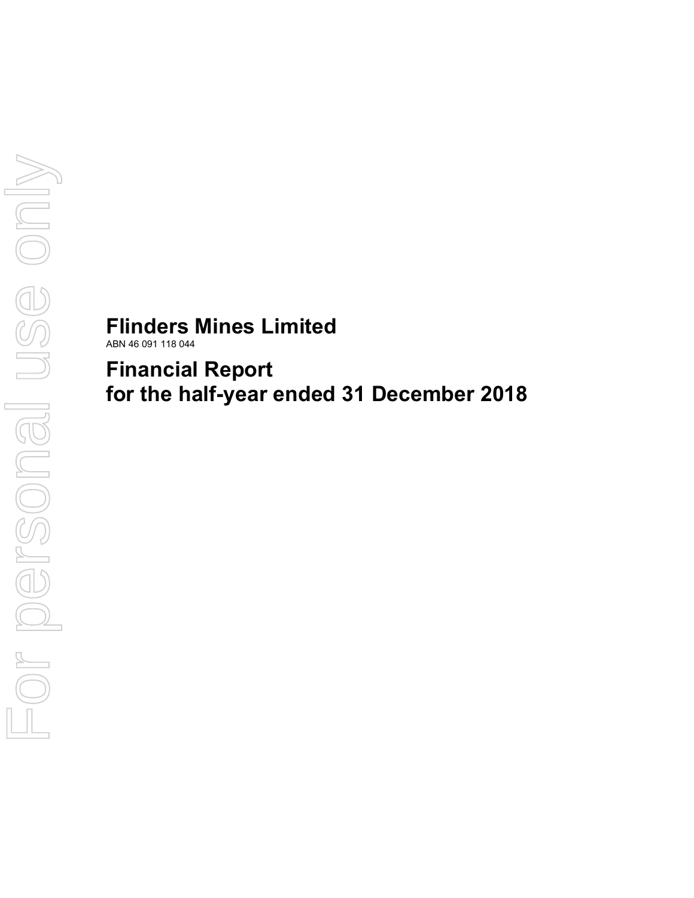# Flinders Mines Limited

ABN 46 091 118 044

# Financial Report
# for the half-year ended 31 December 2018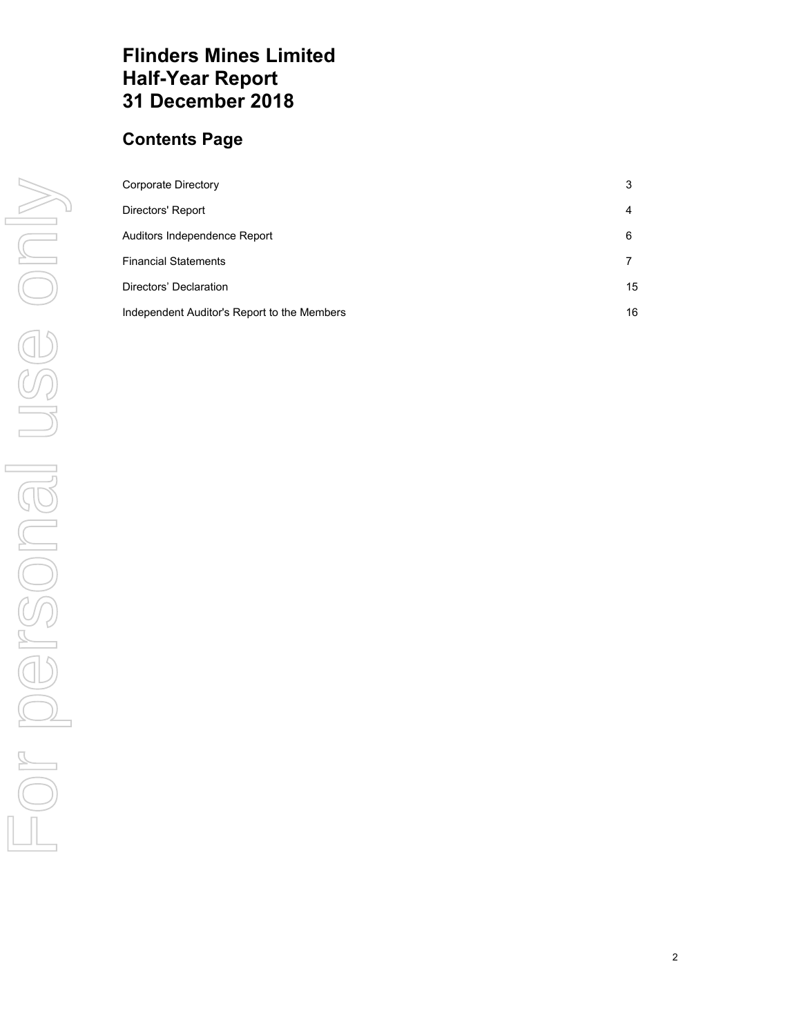# Flinders Mines Limited
# Half-Year Report
# 31 December 2018

## Contents Page

| | |
|---|---|
| Corporate Directory | 3 |
| Directors' Report | 4 |
| Auditors Independence Report | 6 |
| Financial Statements | 7 |
| Directors' Declaration | 15 |
| Independent Auditor's Report to the Members | 16 |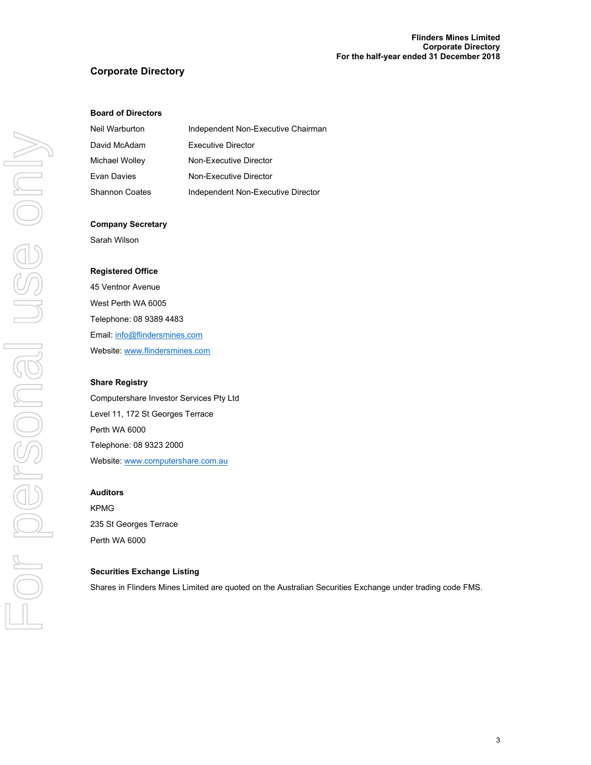# Corporate Directory

### Board of Directors

| | |
|---|---|
| Neil Warburton | Independent Non-Executive Chairman |
| David McAdam | Executive Director |
| Michael Wolley | Non-Executive Director |
| Evan Davies | Non-Executive Director |
| Shannon Coates | Independent Non-Executive Director |

### Company Secretary

Sarah Wilson

### Registered Office

45 Ventnor Avenue

West Perth WA 6005

Telephone: 08 9389 4483

Email: info@flindersmines.com

Website: www.flindersmines.com

### Share Registry

Computershare Investor Services Pty Ltd

Level 11, 172 St Georges Terrace

Perth WA 6000

Telephone: 08 9323 2000

Website: www.computershare.com.au

### Auditors

KPMG

235 St Georges Terrace

Perth WA 6000

### Securities Exchange Listing

Shares in Flinders Mines Limited are quoted on the Australian Securities Exchange under trading code FMS.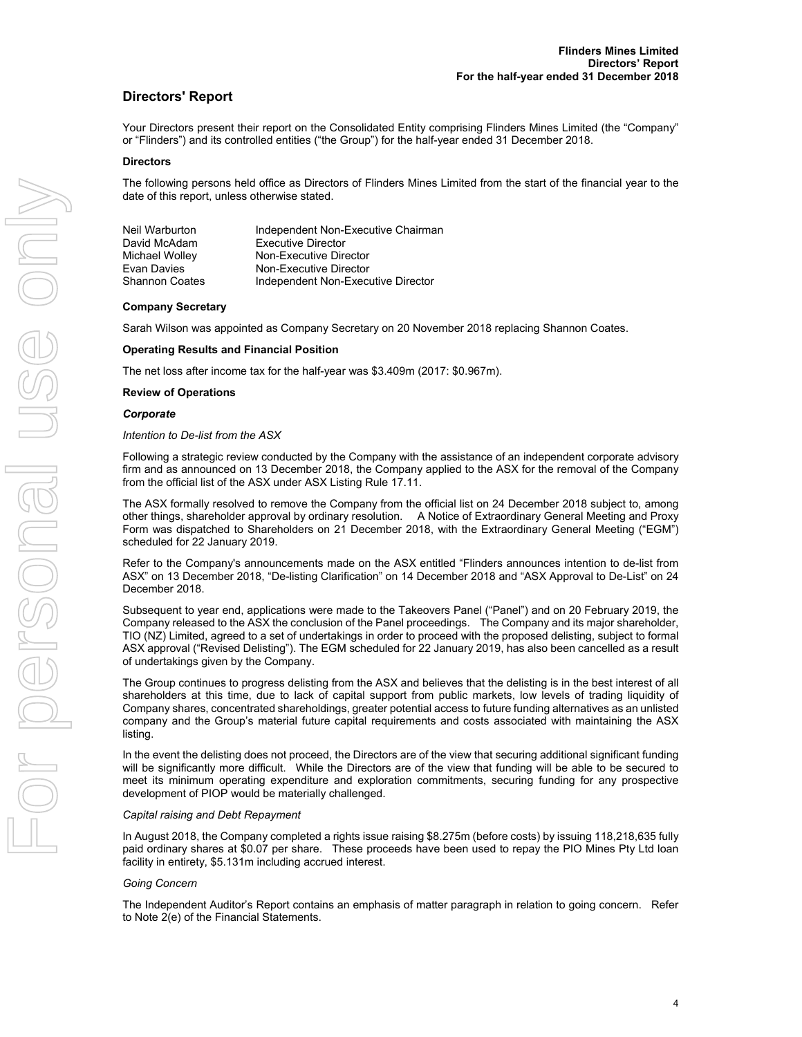# Directors' Report

Your Directors present their report on the Consolidated Entity comprising Flinders Mines Limited (the "Company" or "Flinders") and its controlled entities ("the Group") for the half-year ended 31 December 2018.

**Directors**

The following persons held office as Directors of Flinders Mines Limited from the start of the financial year to the date of this report, unless otherwise stated.

| | |
|---|---|
| Neil Warburton | Independent Non-Executive Chairman |
| David McAdam | Executive Director |
| Michael Wolley | Non-Executive Director |
| Evan Davies | Non-Executive Director |
| Shannon Coates | Independent Non-Executive Director |

**Company Secretary**

Sarah Wilson was appointed as Company Secretary on 20 November 2018 replacing Shannon Coates.

**Operating Results and Financial Position**

The net loss after income tax for the half-year was \$3.409m (2017: \$0.967m).

**Review of Operations**

***Corporate***

*Intention to De-list from the ASX*

Following a strategic review conducted by the Company with the assistance of an independent corporate advisory firm and as announced on 13 December 2018, the Company applied to the ASX for the removal of the Company from the official list of the ASX under ASX Listing Rule 17.11.

The ASX formally resolved to remove the Company from the official list on 24 December 2018 subject to, among other things, shareholder approval by ordinary resolution. A Notice of Extraordinary General Meeting and Proxy Form was dispatched to Shareholders on 21 December 2018, with the Extraordinary General Meeting ("EGM") scheduled for 22 January 2019.

Refer to the Company's announcements made on the ASX entitled "Flinders announces intention to de-list from ASX" on 13 December 2018, "De-listing Clarification" on 14 December 2018 and "ASX Approval to De-List" on 24 December 2018.

Subsequent to year end, applications were made to the Takeovers Panel ("Panel") and on 20 February 2019, the Company released to the ASX the conclusion of the Panel proceedings. The Company and its major shareholder, TIO (NZ) Limited, agreed to a set of undertakings in order to proceed with the proposed delisting, subject to formal ASX approval ("Revised Delisting"). The EGM scheduled for 22 January 2019, has also been cancelled as a result of undertakings given by the Company.

The Group continues to progress delisting from the ASX and believes that the delisting is in the best interest of all shareholders at this time, due to lack of capital support from public markets, low levels of trading liquidity of Company shares, concentrated shareholdings, greater potential access to future funding alternatives as an unlisted company and the Group's material future capital requirements and costs associated with maintaining the ASX listing.

In the event the delisting does not proceed, the Directors are of the view that securing additional significant funding will be significantly more difficult. While the Directors are of the view that funding will be able to be secured to meet its minimum operating expenditure and exploration commitments, securing funding for any prospective development of PIOP would be materially challenged.

*Capital raising and Debt Repayment*

In August 2018, the Company completed a rights issue raising \$8.275m (before costs) by issuing 118,218,635 fully paid ordinary shares at \$0.07 per share. These proceeds have been used to repay the PIO Mines Pty Ltd loan facility in entirety, \$5.131m including accrued interest.

*Going Concern*

The Independent Auditor's Report contains an emphasis of matter paragraph in relation to going concern. Refer to Note 2(e) of the Financial Statements.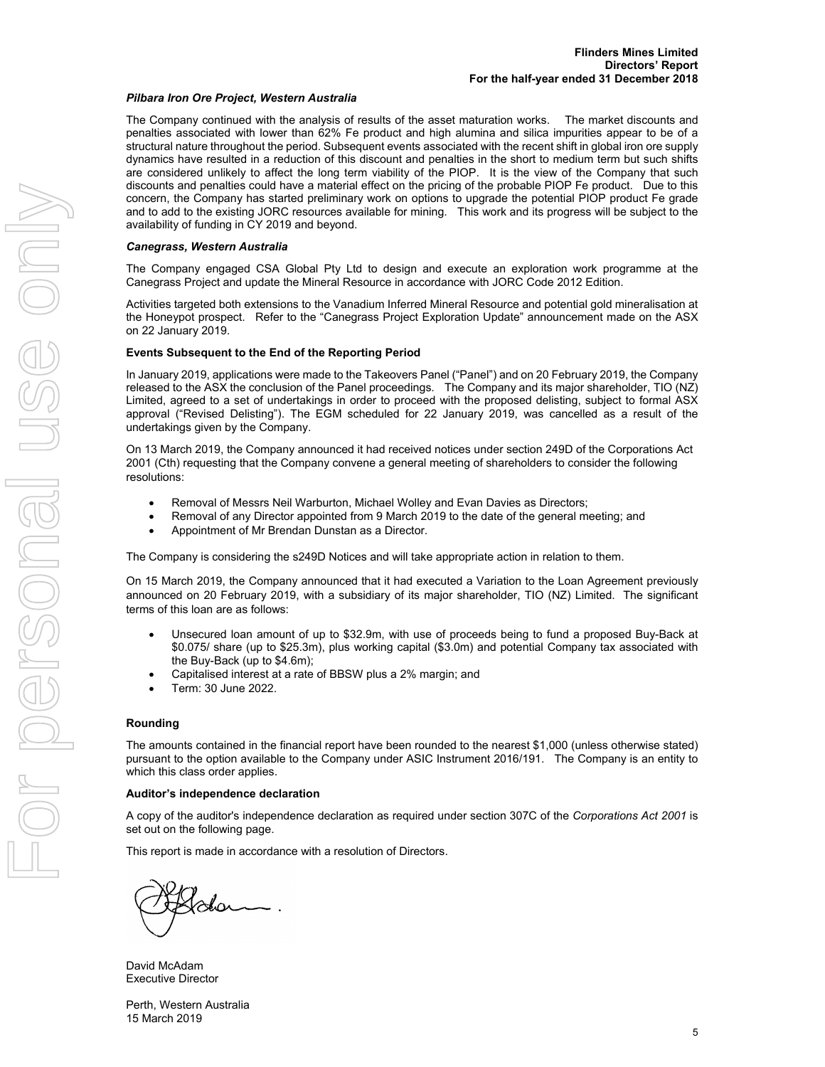### *Pilbara Iron Ore Project, Western Australia*

The Company continued with the analysis of results of the asset maturation works. The market discounts and penalties associated with lower than 62% Fe product and high alumina and silica impurities appear to be of a structural nature throughout the period. Subsequent events associated with the recent shift in global iron ore supply dynamics have resulted in a reduction of this discount and penalties in the short to medium term but such shifts are considered unlikely to affect the long term viability of the PIOP. It is the view of the Company that such discounts and penalties could have a material effect on the pricing of the probable PIOP Fe product. Due to this concern, the Company has started preliminary work on options to upgrade the potential PIOP product Fe grade and to add to the existing JORC resources available for mining. This work and its progress will be subject to the availability of funding in CY 2019 and beyond.

### *Canegrass, Western Australia*

The Company engaged CSA Global Pty Ltd to design and execute an exploration work programme at the Canegrass Project and update the Mineral Resource in accordance with JORC Code 2012 Edition.

Activities targeted both extensions to the Vanadium Inferred Mineral Resource and potential gold mineralisation at the Honeypot prospect. Refer to the "Canegrass Project Exploration Update" announcement made on the ASX on 22 January 2019.

### Events Subsequent to the End of the Reporting Period

In January 2019, applications were made to the Takeovers Panel ("Panel") and on 20 February 2019, the Company released to the ASX the conclusion of the Panel proceedings. The Company and its major shareholder, TIO (NZ) Limited, agreed to a set of undertakings in order to proceed with the proposed delisting, subject to formal ASX approval ("Revised Delisting"). The EGM scheduled for 22 January 2019, was cancelled as a result of the undertakings given by the Company.

On 13 March 2019, the Company announced it had received notices under section 249D of the Corporations Act 2001 (Cth) requesting that the Company convene a general meeting of shareholders to consider the following resolutions:

- Removal of Messrs Neil Warburton, Michael Wolley and Evan Davies as Directors;
- Removal of any Director appointed from 9 March 2019 to the date of the general meeting; and
- Appointment of Mr Brendan Dunstan as a Director.

The Company is considering the s249D Notices and will take appropriate action in relation to them.

On 15 March 2019, the Company announced that it had executed a Variation to the Loan Agreement previously announced on 20 February 2019, with a subsidiary of its major shareholder, TIO (NZ) Limited. The significant terms of this loan are as follows:

- Unsecured loan amount of up to $32.9m, with use of proceeds being to fund a proposed Buy-Back at $0.075/ share (up to $25.3m), plus working capital ($3.0m) and potential Company tax associated with the Buy-Back (up to $4.6m);
- Capitalised interest at a rate of BBSW plus a 2% margin; and
- Term: 30 June 2022.

### Rounding

The amounts contained in the financial report have been rounded to the nearest $1,000 (unless otherwise stated) pursuant to the option available to the Company under ASIC Instrument 2016/191. The Company is an entity to which this class order applies.

### Auditor's independence declaration

A copy of the auditor's independence declaration as required under section 307C of the *Corporations Act 2001* is set out on the following page.

This report is made in accordance with a resolution of Directors.

David McAdam
Executive Director

Perth, Western Australia
15 March 2019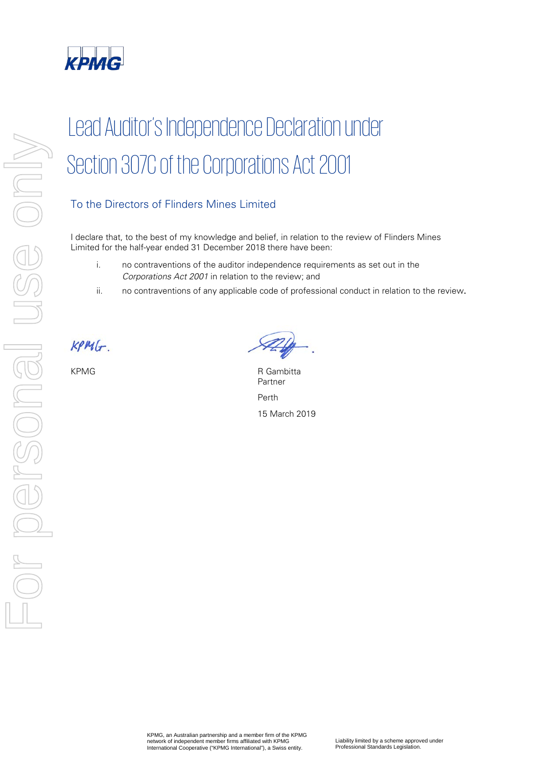# Lead Auditor's Independence Declaration under Section 307C of the Corporations Act 2001

## To the Directors of Flinders Mines Limited

I declare that, to the best of my knowledge and belief, in relation to the review of Flinders Mines Limited for the half-year ended 31 December 2018 there have been:

i. no contraventions of the auditor independence requirements as set out in the *Corporations Act 2001* in relation to the review; and

ii. no contraventions of any applicable code of professional conduct in relation to the review.

KPMG

R Gambitta
Partner

Perth

15 March 2019

KPMG, an Australian partnership and a member firm of the KPMG network of independent member firms affiliated with KPMG International Cooperative ("KPMG International"), a Swiss entity.

Liability limited by a scheme approved under Professional Standards Legislation.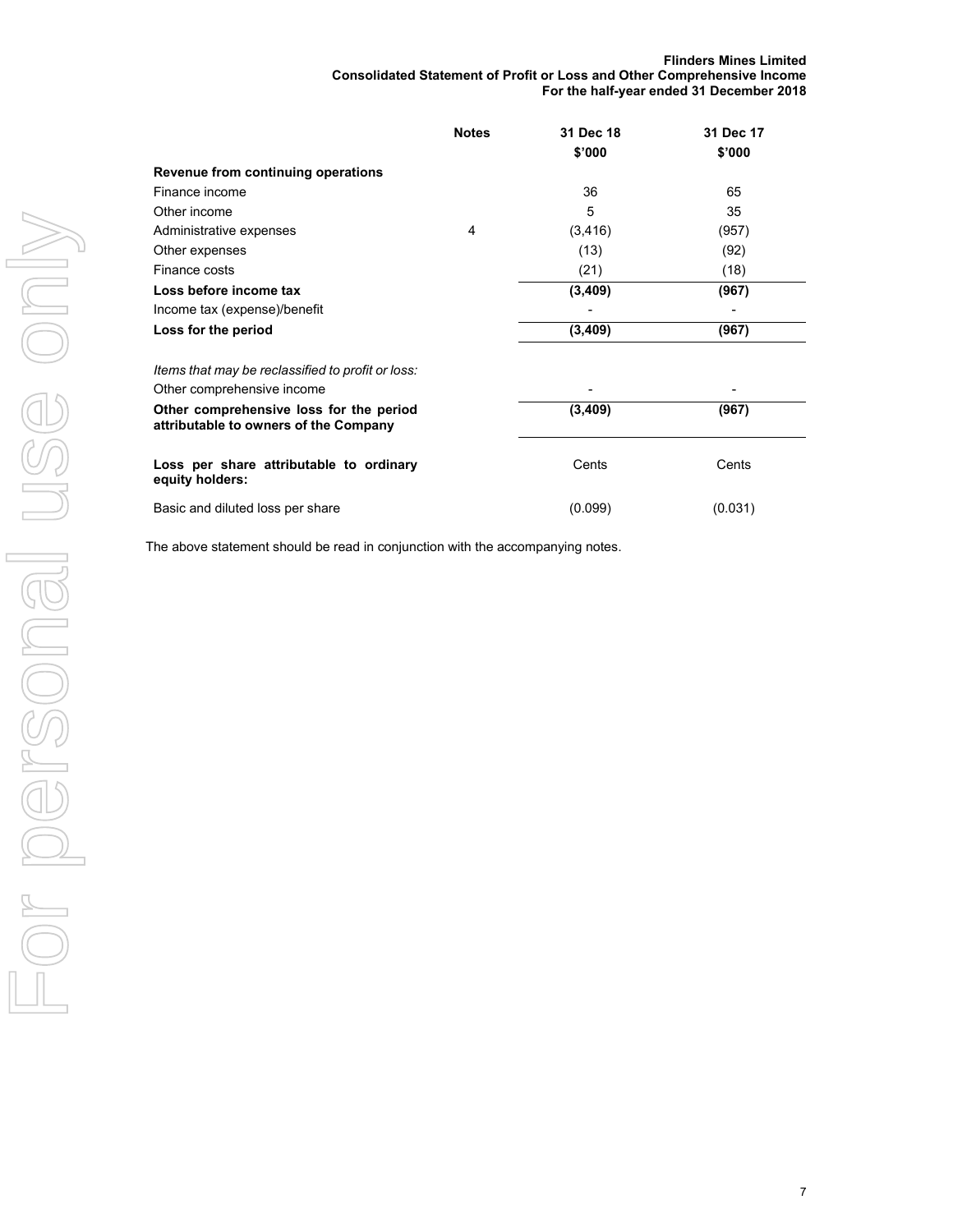**Flinders Mines Limited**
**Consolidated Statement of Profit or Loss and Other Comprehensive Income**
**For the half-year ended 31 December 2018**

| | Notes | 31 Dec 18<br>$'000 | 31 Dec 17<br>$'000 |
|---|---|---|---|
| **Revenue from continuing operations** | | | |
| Finance income | | 36 | 65 |
| Other income | | 5 | 35 |
| Administrative expenses | 4 | (3,416) | (957) |
| Other expenses | | (13) | (92) |
| Finance costs | | (21) | (18) |
| **Loss before income tax** | | **(3,409)** | **(967)** |
| Income tax (expense)/benefit | | - | - |
| **Loss for the period** | | **(3,409)** | **(967)** |
| | | | |
| *Items that may be reclassified to profit or loss:* | | | |
| Other comprehensive income | | - | - |
| **Other comprehensive loss for the period attributable to owners of the Company** | | **(3,409)** | **(967)** |
| | | | |
| **Loss per share attributable to ordinary equity holders:** | | Cents | Cents |
| Basic and diluted loss per share | | (0.099) | (0.031) |

The above statement should be read in conjunction with the accompanying notes.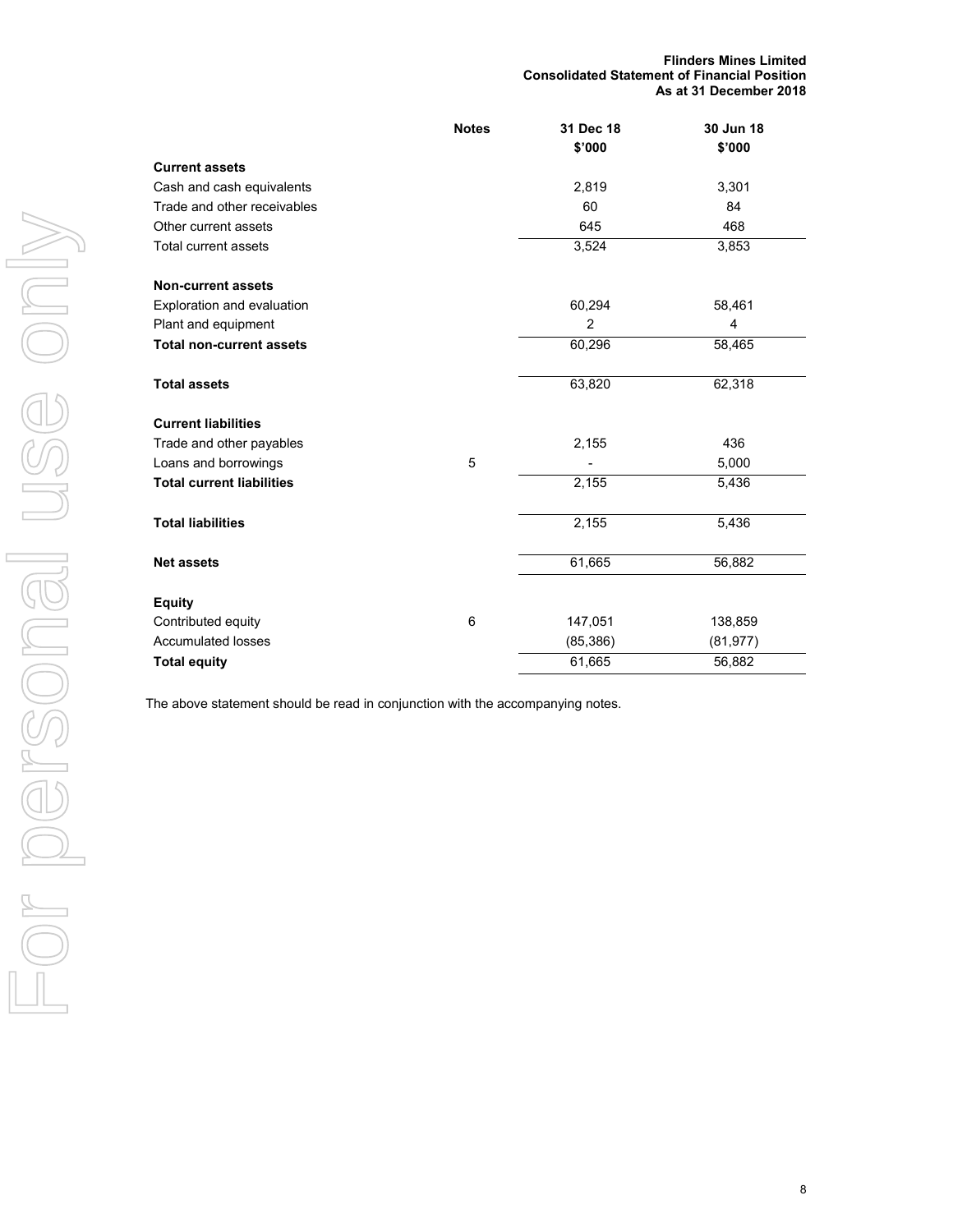**Flinders Mines Limited**
**Consolidated Statement of Financial Position**
**As at 31 December 2018**

| | Notes | 31 Dec 18<br>$'000 | 30 Jun 18<br>$'000 |
|---|---|---|---|
| **Current assets** | | | |
| Cash and cash equivalents | | 2,819 | 3,301 |
| Trade and other receivables | | 60 | 84 |
| Other current assets | | 645 | 468 |
| Total current assets | | 3,524 | 3,853 |
| | | | |
| **Non-current assets** | | | |
| Exploration and evaluation | | 60,294 | 58,461 |
| Plant and equipment | | 2 | 4 |
| **Total non-current assets** | | 60,296 | 58,465 |
| | | | |
| **Total assets** | | 63,820 | 62,318 |
| | | | |
| **Current liabilities** | | | |
| Trade and other payables | | 2,155 | 436 |
| Loans and borrowings | 5 | - | 5,000 |
| **Total current liabilities** | | 2,155 | 5,436 |
| | | | |
| **Total liabilities** | | 2,155 | 5,436 |
| | | | |
| **Net assets** | | 61,665 | 56,882 |
| | | | |
| **Equity** | | | |
| Contributed equity | 6 | 147,051 | 138,859 |
| Accumulated losses | | (85,386) | (81,977) |
| **Total equity** | | 61,665 | 56,882 |

The above statement should be read in conjunction with the accompanying notes.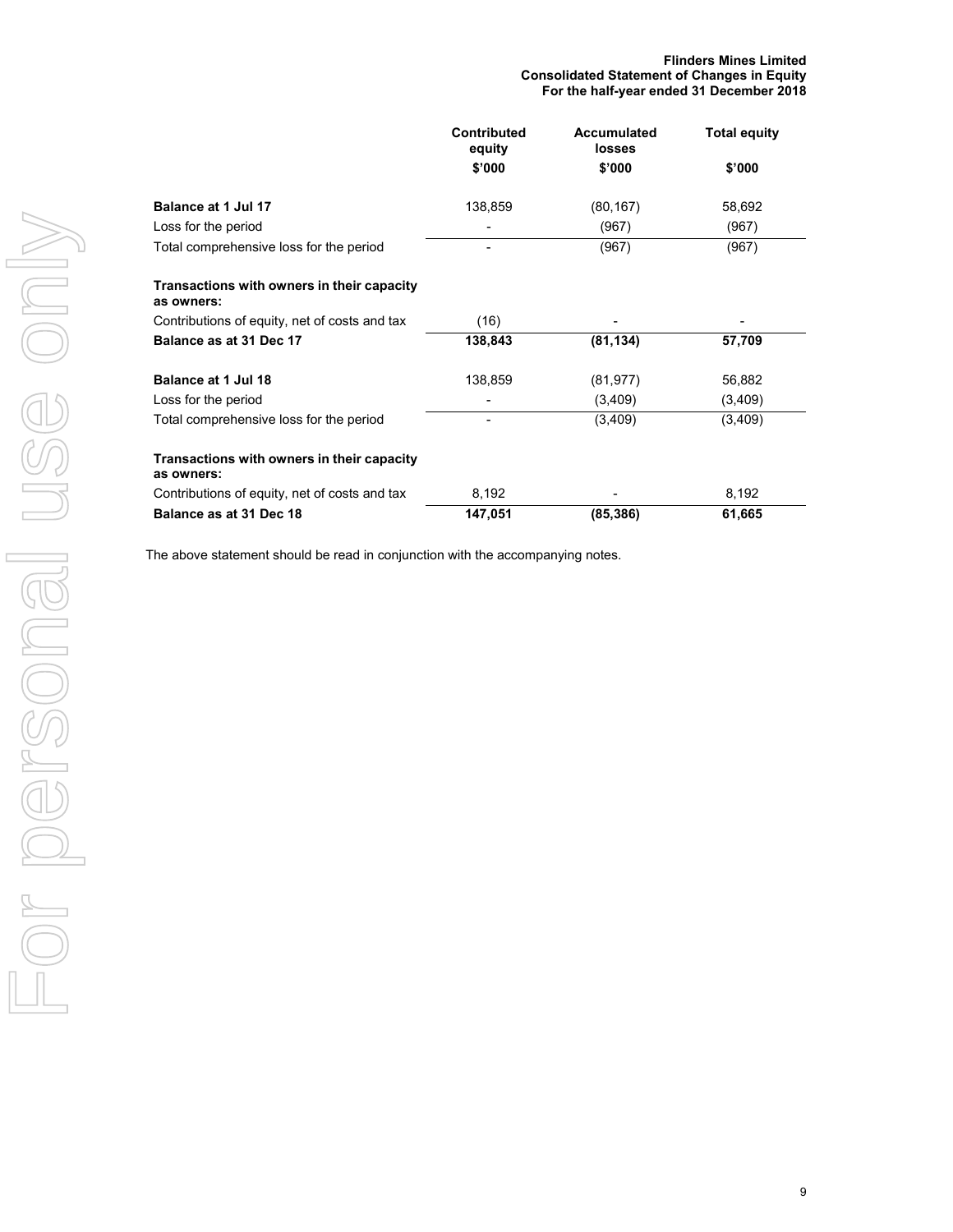**Flinders Mines Limited**
**Consolidated Statement of Changes in Equity**
**For the half-year ended 31 December 2018**

| | Contributed equity<br>$'000 | Accumulated losses<br>$'000 | Total equity<br>$'000 |
|---|---|---|---|
| **Balance at 1 Jul 17** | 138,859 | (80,167) | 58,692 |
| Loss for the period | - | (967) | (967) |
| Total comprehensive loss for the period | - | (967) | (967) |
| **Transactions with owners in their capacity as owners:** | | | |
| Contributions of equity, net of costs and tax | (16) | - | - |
| **Balance as at 31 Dec 17** | **138,843** | **(81,134)** | **57,709** |
| **Balance at 1 Jul 18** | 138,859 | (81,977) | 56,882 |
| Loss for the period | - | (3,409) | (3,409) |
| Total comprehensive loss for the period | - | (3,409) | (3,409) |
| **Transactions with owners in their capacity as owners:** | | | |
| Contributions of equity, net of costs and tax | 8,192 | - | 8,192 |
| **Balance as at 31 Dec 18** | **147,051** | **(85,386)** | **61,665** |

The above statement should be read in conjunction with the accompanying notes.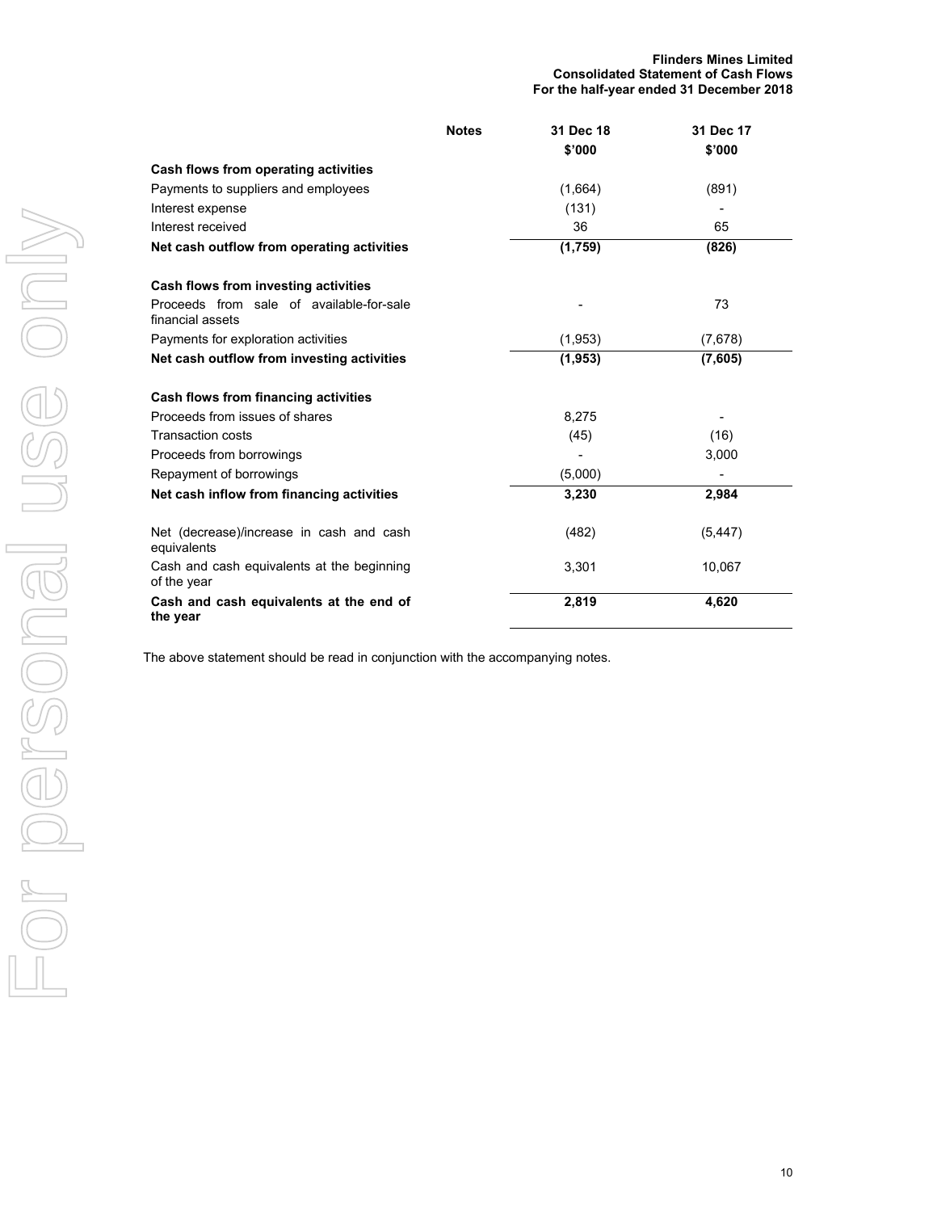**Flinders Mines Limited**
**Consolidated Statement of Cash Flows**
**For the half-year ended 31 December 2018**

| | Notes | 31 Dec 18<br>$'000 | 31 Dec 17<br>$'000 |
|---|---|---|---|
| **Cash flows from operating activities** | | | |
| Payments to suppliers and employees | | (1,664) | (891) |
| Interest expense | | (131) | - |
| Interest received | | 36 | 65 |
| **Net cash outflow from operating activities** | | **(1,759)** | **(826)** |
| | | | |
| **Cash flows from investing activities** | | | |
| Proceeds from sale of available-for-sale financial assets | | - | 73 |
| Payments for exploration activities | | (1,953) | (7,678) |
| **Net cash outflow from investing activities** | | **(1,953)** | **(7,605)** |
| | | | |
| **Cash flows from financing activities** | | | |
| Proceeds from issues of shares | | 8,275 | - |
| Transaction costs | | (45) | (16) |
| Proceeds from borrowings | | - | 3,000 |
| Repayment of borrowings | | (5,000) | - |
| **Net cash inflow from financing activities** | | **3,230** | **2,984** |
| | | | |
| Net (decrease)/increase in cash and cash equivalents | | (482) | (5,447) |
| Cash and cash equivalents at the beginning of the year | | 3,301 | 10,067 |
| **Cash and cash equivalents at the end of the year** | | **2,819** | **4,620** |

The above statement should be read in conjunction with the accompanying notes.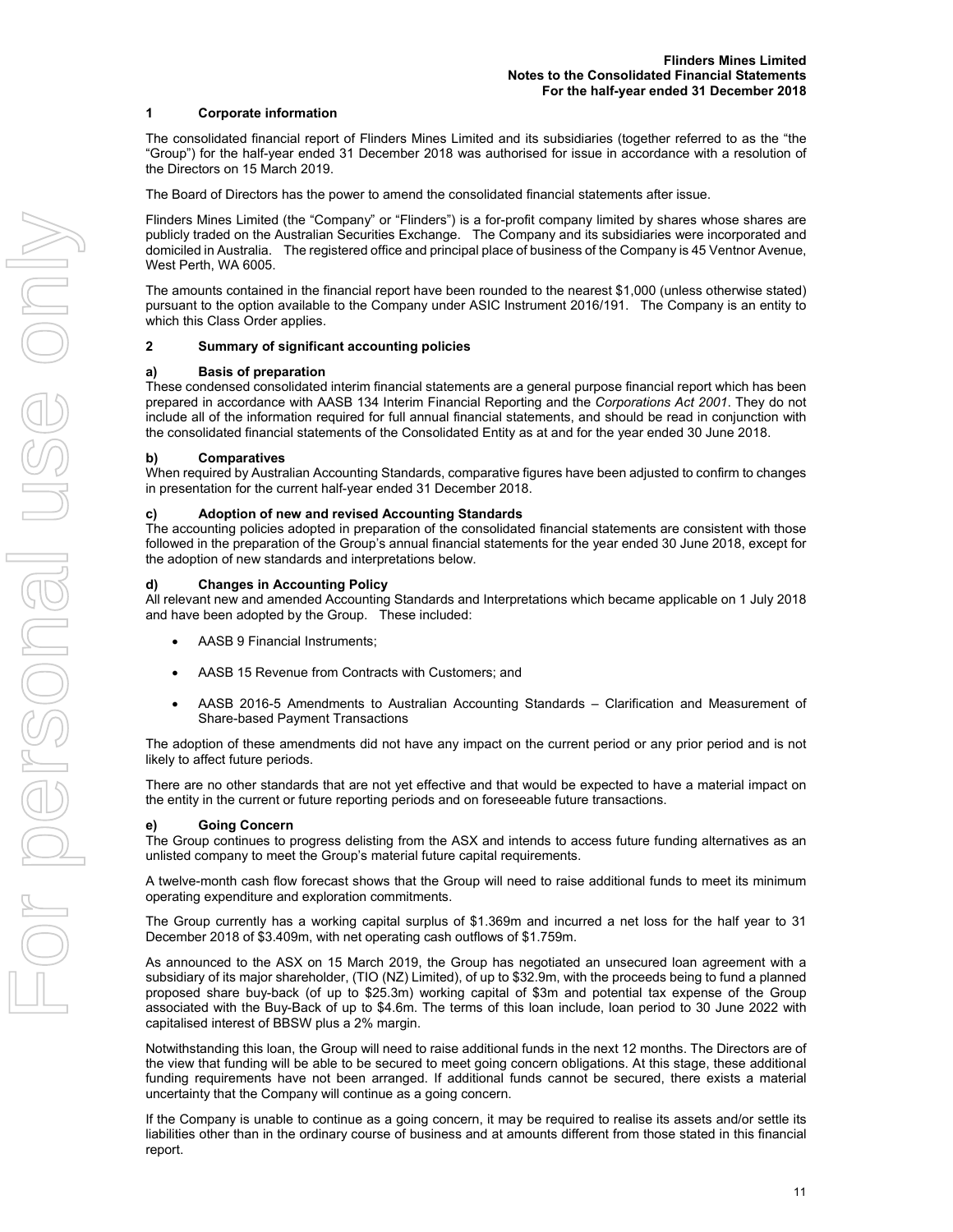## 1 Corporate information

The consolidated financial report of Flinders Mines Limited and its subsidiaries (together referred to as the "the "Group") for the half-year ended 31 December 2018 was authorised for issue in accordance with a resolution of the Directors on 15 March 2019.

The Board of Directors has the power to amend the consolidated financial statements after issue.

Flinders Mines Limited (the "Company" or "Flinders") is a for-profit company limited by shares whose shares are publicly traded on the Australian Securities Exchange. The Company and its subsidiaries were incorporated and domiciled in Australia. The registered office and principal place of business of the Company is 45 Ventnor Avenue, West Perth, WA 6005.

The amounts contained in the financial report have been rounded to the nearest $1,000 (unless otherwise stated) pursuant to the option available to the Company under ASIC Instrument 2016/191. The Company is an entity to which this Class Order applies.

## 2 Summary of significant accounting policies

### a) Basis of preparation

These condensed consolidated interim financial statements are a general purpose financial report which has been prepared in accordance with AASB 134 Interim Financial Reporting and the *Corporations Act 2001*. They do not include all of the information required for full annual financial statements, and should be read in conjunction with the consolidated financial statements of the Consolidated Entity as at and for the year ended 30 June 2018.

### b) Comparatives

When required by Australian Accounting Standards, comparative figures have been adjusted to confirm to changes in presentation for the current half-year ended 31 December 2018.

### c) Adoption of new and revised Accounting Standards

The accounting policies adopted in preparation of the consolidated financial statements are consistent with those followed in the preparation of the Group's annual financial statements for the year ended 30 June 2018, except for the adoption of new standards and interpretations below.

### d) Changes in Accounting Policy

All relevant new and amended Accounting Standards and Interpretations which became applicable on 1 July 2018 and have been adopted by the Group. These included:

- AASB 9 Financial Instruments;
- AASB 15 Revenue from Contracts with Customers; and
- AASB 2016-5 Amendments to Australian Accounting Standards – Clarification and Measurement of Share-based Payment Transactions

The adoption of these amendments did not have any impact on the current period or any prior period and is not likely to affect future periods.

There are no other standards that are not yet effective and that would be expected to have a material impact on the entity in the current or future reporting periods and on foreseeable future transactions.

### e) Going Concern

The Group continues to progress delisting from the ASX and intends to access future funding alternatives as an unlisted company to meet the Group's material future capital requirements.

A twelve-month cash flow forecast shows that the Group will need to raise additional funds to meet its minimum operating expenditure and exploration commitments.

The Group currently has a working capital surplus of $1.369m and incurred a net loss for the half year to 31 December 2018 of $3.409m, with net operating cash outflows of $1.759m.

As announced to the ASX on 15 March 2019, the Group has negotiated an unsecured loan agreement with a subsidiary of its major shareholder, (TIO (NZ) Limited), of up to $32.9m, with the proceeds being to fund a planned proposed share buy-back (of up to $25.3m) working capital of $3m and potential tax expense of the Group associated with the Buy-Back of up to $4.6m. The terms of this loan include, loan period to 30 June 2022 with capitalised interest of BBSW plus a 2% margin.

Notwithstanding this loan, the Group will need to raise additional funds in the next 12 months. The Directors are of the view that funding will be able to be secured to meet going concern obligations. At this stage, these additional funding requirements have not been arranged. If additional funds cannot be secured, there exists a material uncertainty that the Company will continue as a going concern.

If the Company is unable to continue as a going concern, it may be required to realise its assets and/or settle its liabilities other than in the ordinary course of business and at amounts different from those stated in this financial report.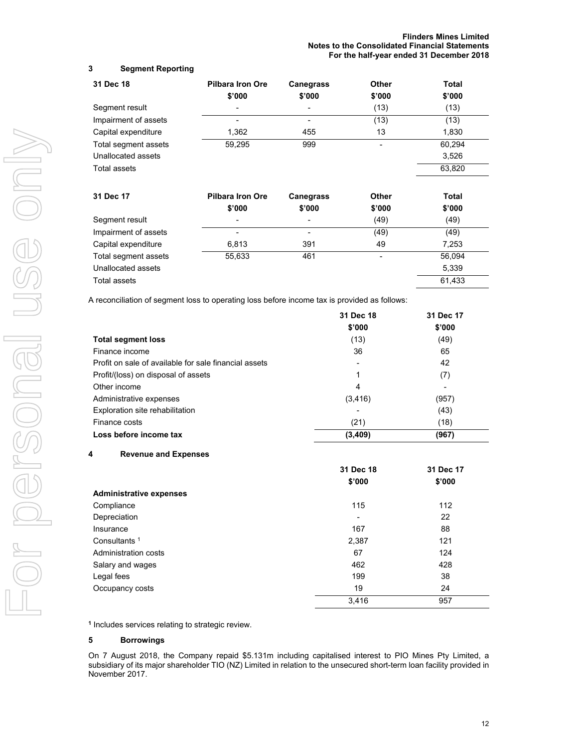## 3 Segment Reporting

| 31 Dec 18 | Pilbara Iron Ore $'000 | Canegrass $'000 | Other $'000 | Total $'000 |
|---|---|---|---|---|
| Segment result | - | - | (13) | (13) |
| Impairment of assets | - | - | (13) | (13) |
| Capital expenditure | 1,362 | 455 | 13 | 1,830 |
| Total segment assets | 59,295 | 999 | - | 60,294 |
| Unallocated assets | | | | 3,526 |
| Total assets | | | | 63,820 |

| 31 Dec 17 | Pilbara Iron Ore $'000 | Canegrass $'000 | Other $'000 | Total $'000 |
|---|---|---|---|---|
| Segment result | - | - | (49) | (49) |
| Impairment of assets | - | - | (49) | (49) |
| Capital expenditure | 6,813 | 391 | 49 | 7,253 |
| Total segment assets | 55,633 | 461 | - | 56,094 |
| Unallocated assets | | | | 5,339 |
| Total assets | | | | 61,433 |

A reconciliation of segment loss to operating loss before income tax is provided as follows:

| | 31 Dec 18 $'000 | 31 Dec 17 $'000 |
|---|---|---|
| **Total segment loss** | (13) | (49) |
| Finance income | 36 | 65 |
| Profit on sale of available for sale financial assets | - | 42 |
| Profit/(loss) on disposal of assets | 1 | (7) |
| Other income | 4 | - |
| Administrative expenses | (3,416) | (957) |
| Exploration site rehabilitation | - | (43) |
| Finance costs | (21) | (18) |
| **Loss before income tax** | **(3,409)** | **(967)** |

## 4 Revenue and Expenses

| | 31 Dec 18 $'000 | 31 Dec 17 $'000 |
|---|---|---|
| **Administrative expenses** | | |
| Compliance | 115 | 112 |
| Depreciation | - | 22 |
| Insurance | 167 | 88 |
| Consultants [1] | 2,387 | 121 |
| Administration costs | 67 | 124 |
| Salary and wages | 462 | 428 |
| Legal fees | 199 | 38 |
| Occupancy costs | 19 | 24 |
| | 3,416 | 957 |

[1] Includes services relating to strategic review.

## 5 Borrowings

On 7 August 2018, the Company repaid $5.131m including capitalised interest to PIO Mines Pty Limited, a subsidiary of its major shareholder TIO (NZ) Limited in relation to the unsecured short-term loan facility provided in November 2017.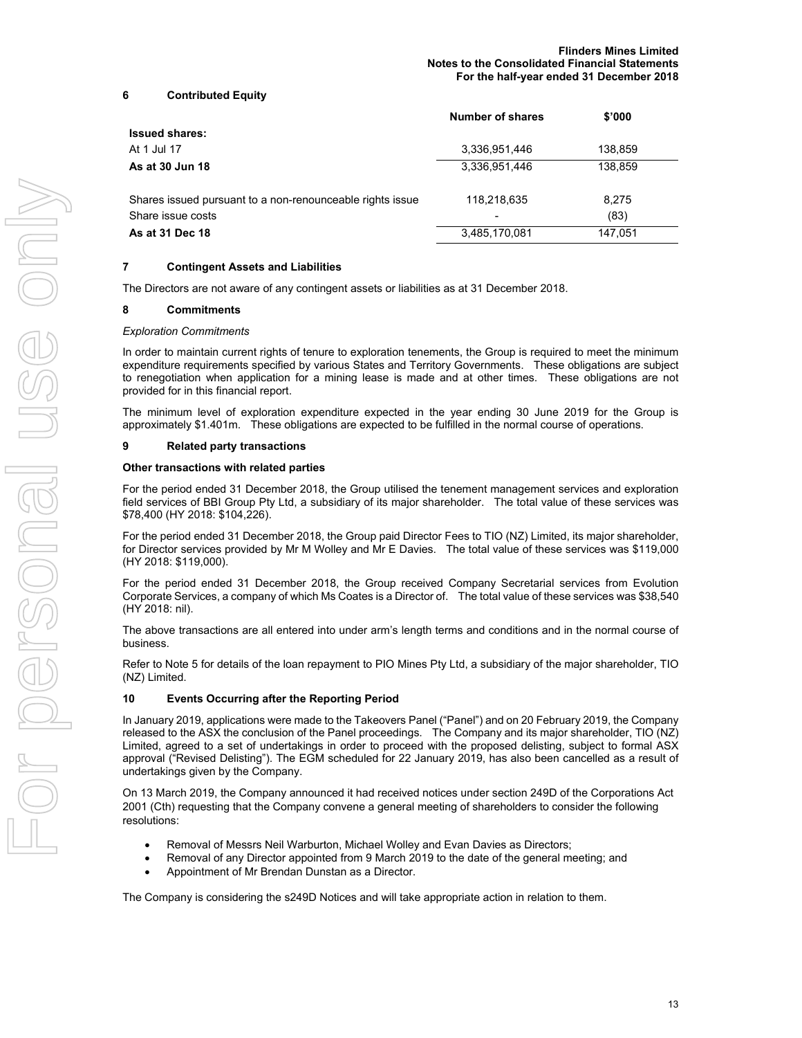## 6 Contributed Equity

| | Number of shares | $'000 |
|---|---|---|
| **Issued shares:** | | |
| At 1 Jul 17 | 3,336,951,446 | 138,859 |
| **As at 30 Jun 18** | 3,336,951,446 | 138,859 |
| | | |
| Shares issued pursuant to a non-renounceable rights issue | 118,218,635 | 8,275 |
| Share issue costs | - | (83) |
| **As at 31 Dec 18** | 3,485,170,081 | 147,051 |

## 7 Contingent Assets and Liabilities

The Directors are not aware of any contingent assets or liabilities as at 31 December 2018.

## 8 Commitments

*Exploration Commitments*

In order to maintain current rights of tenure to exploration tenements, the Group is required to meet the minimum expenditure requirements specified by various States and Territory Governments. These obligations are subject to renegotiation when application for a mining lease is made and at other times. These obligations are not provided for in this financial report.

The minimum level of exploration expenditure expected in the year ending 30 June 2019 for the Group is approximately $1.401m. These obligations are expected to be fulfilled in the normal course of operations.

## 9 Related party transactions

**Other transactions with related parties**

For the period ended 31 December 2018, the Group utilised the tenement management services and exploration field services of BBI Group Pty Ltd, a subsidiary of its major shareholder. The total value of these services was $78,400 (HY 2018: $104,226).

For the period ended 31 December 2018, the Group paid Director Fees to TIO (NZ) Limited, its major shareholder, for Director services provided by Mr M Wolley and Mr E Davies. The total value of these services was $119,000 (HY 2018: $119,000).

For the period ended 31 December 2018, the Group received Company Secretarial services from Evolution Corporate Services, a company of which Ms Coates is a Director of. The total value of these services was $38,540 (HY 2018: nil).

The above transactions are all entered into under arm's length terms and conditions and in the normal course of business.

Refer to Note 5 for details of the loan repayment to PIO Mines Pty Ltd, a subsidiary of the major shareholder, TIO (NZ) Limited.

## 10 Events Occurring after the Reporting Period

In January 2019, applications were made to the Takeovers Panel ("Panel") and on 20 February 2019, the Company released to the ASX the conclusion of the Panel proceedings. The Company and its major shareholder, TIO (NZ) Limited, agreed to a set of undertakings in order to proceed with the proposed delisting, subject to formal ASX approval ("Revised Delisting"). The EGM scheduled for 22 January 2019, has also been cancelled as a result of undertakings given by the Company.

On 13 March 2019, the Company announced it had received notices under section 249D of the Corporations Act 2001 (Cth) requesting that the Company convene a general meeting of shareholders to consider the following resolutions:

- Removal of Messrs Neil Warburton, Michael Wolley and Evan Davies as Directors;
- Removal of any Director appointed from 9 March 2019 to the date of the general meeting; and
- Appointment of Mr Brendan Dunstan as a Director.

The Company is considering the s249D Notices and will take appropriate action in relation to them.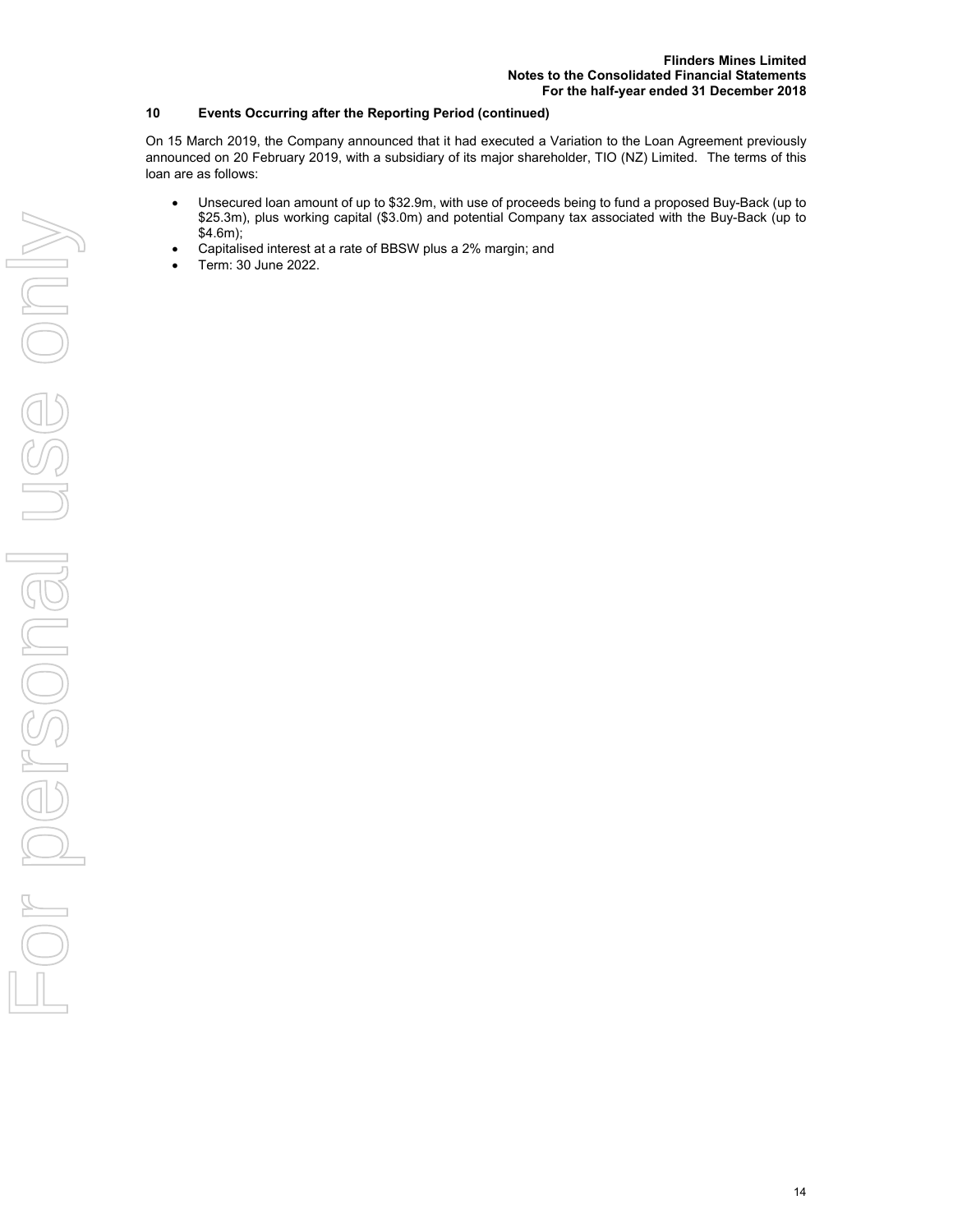## 10 Events Occurring after the Reporting Period (continued)

On 15 March 2019, the Company announced that it had executed a Variation to the Loan Agreement previously announced on 20 February 2019, with a subsidiary of its major shareholder, TIO (NZ) Limited. The terms of this loan are as follows:

- Unsecured loan amount of up to $32.9m, with use of proceeds being to fund a proposed Buy-Back (up to $25.3m), plus working capital ($3.0m) and potential Company tax associated with the Buy-Back (up to $4.6m);
- Capitalised interest at a rate of BBSW plus a 2% margin; and
- Term: 30 June 2022.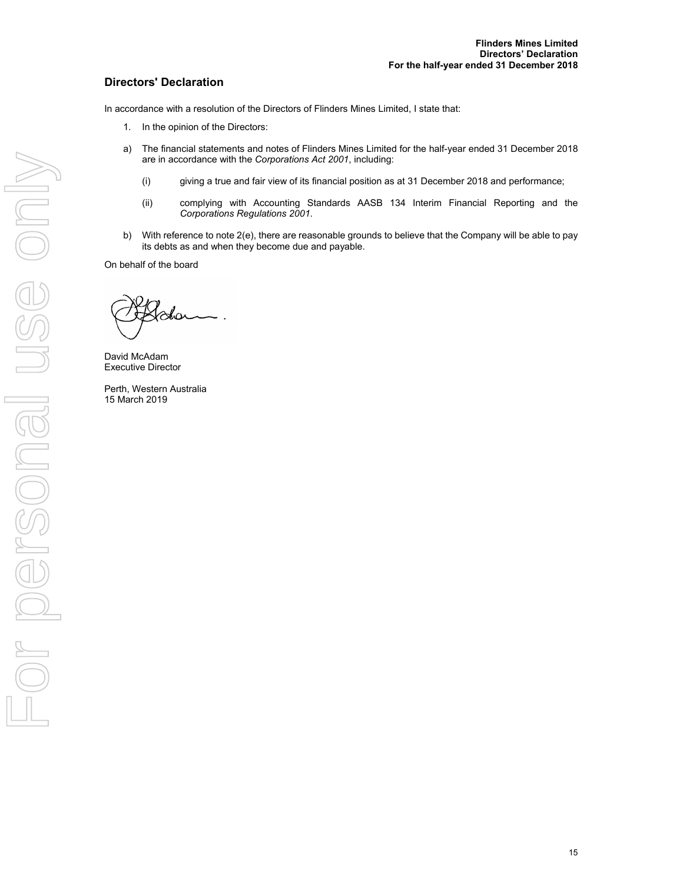## Directors' Declaration

In accordance with a resolution of the Directors of Flinders Mines Limited, I state that:

1. In the opinion of the Directors:

a) The financial statements and notes of Flinders Mines Limited for the half-year ended 31 December 2018 are in accordance with the *Corporations Act 2001*, including:

   (i) giving a true and fair view of its financial position as at 31 December 2018 and performance;

   (ii) complying with Accounting Standards AASB 134 Interim Financial Reporting and the *Corporations Regulations 2001*.

b) With reference to note 2(e), there are reasonable grounds to believe that the Company will be able to pay its debts as and when they become due and payable.

On behalf of the board

David McAdam
Executive Director

Perth, Western Australia
15 March 2019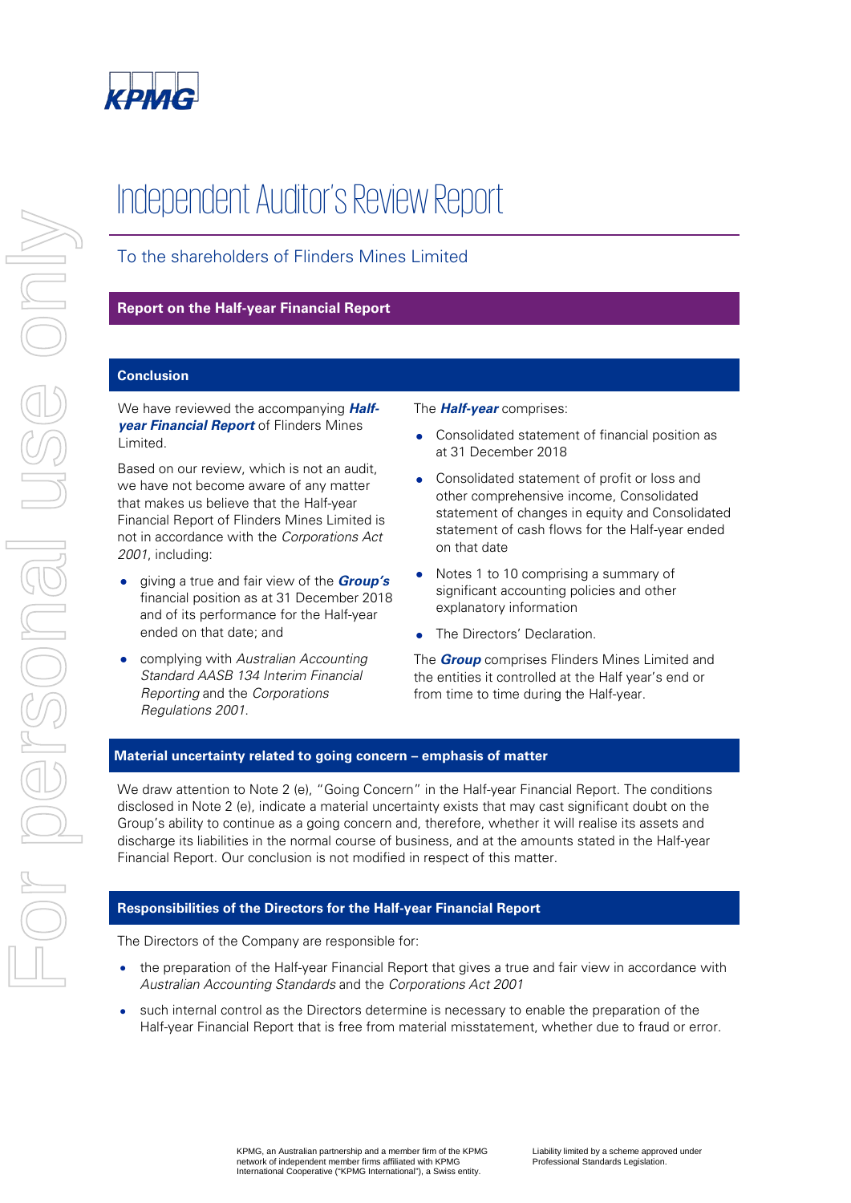# Independent Auditor's Review Report

## To the shareholders of Flinders Mines Limited

### Report on the Half-year Financial Report

### Conclusion

We have reviewed the accompanying ***Half-year Financial Report*** of Flinders Mines Limited.

Based on our review, which is not an audit, we have not become aware of any matter that makes us believe that the Half-year Financial Report of Flinders Mines Limited is not in accordance with the *Corporations Act 2001*, including:

- giving a true and fair view of the ***Group's*** financial position as at 31 December 2018 and of its performance for the Half-year ended on that date; and
- complying with *Australian Accounting Standard AASB 134 Interim Financial Reporting* and the *Corporations Regulations 2001*.

The ***Half-year*** comprises:

- Consolidated statement of financial position as at 31 December 2018
- Consolidated statement of profit or loss and other comprehensive income, Consolidated statement of changes in equity and Consolidated statement of cash flows for the Half-year ended on that date
- Notes 1 to 10 comprising a summary of significant accounting policies and other explanatory information
- The Directors' Declaration.

The ***Group*** comprises Flinders Mines Limited and the entities it controlled at the Half year's end or from time to time during the Half-year.

### Material uncertainty related to going concern – emphasis of matter

We draw attention to Note 2 (e), "Going Concern" in the Half-year Financial Report. The conditions disclosed in Note 2 (e), indicate a material uncertainty exists that may cast significant doubt on the Group's ability to continue as a going concern and, therefore, whether it will realise its assets and discharge its liabilities in the normal course of business, and at the amounts stated in the Half-year Financial Report. Our conclusion is not modified in respect of this matter.

### Responsibilities of the Directors for the Half-year Financial Report

The Directors of the Company are responsible for:

- the preparation of the Half-year Financial Report that gives a true and fair view in accordance with *Australian Accounting Standards* and the *Corporations Act 2001*
- such internal control as the Directors determine is necessary to enable the preparation of the Half-year Financial Report that is free from material misstatement, whether due to fraud or error.

KPMG, an Australian partnership and a member firm of the KPMG network of independent member firms affiliated with KPMG International Cooperative ("KPMG International"), a Swiss entity.

Liability limited by a scheme approved under Professional Standards Legislation.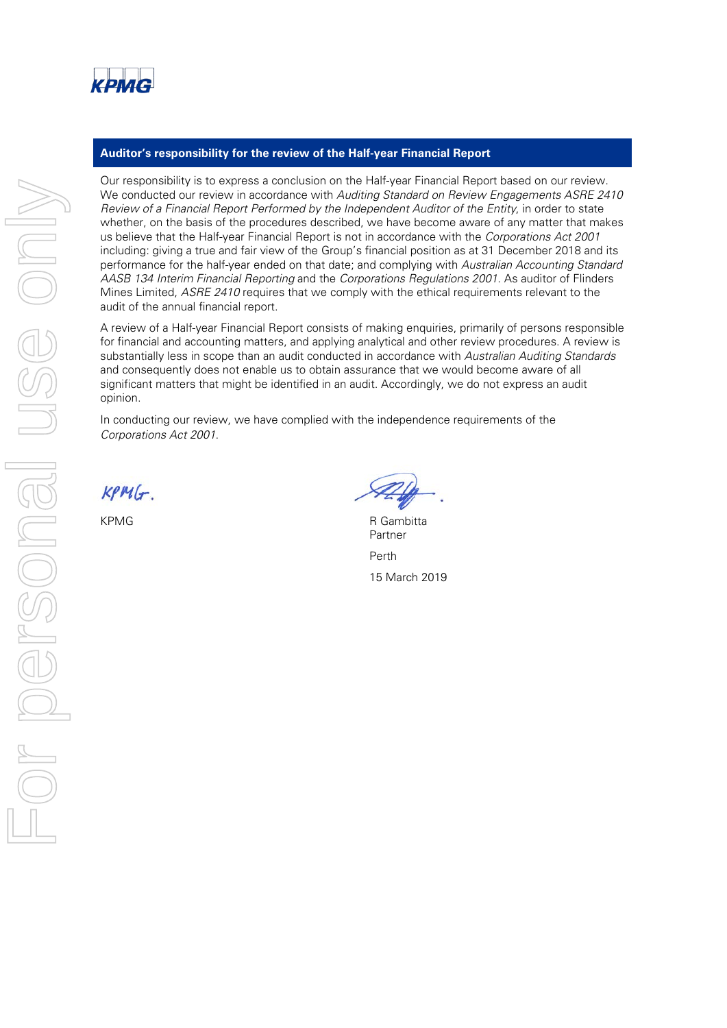## Auditor's responsibility for the review of the Half-year Financial Report

Our responsibility is to express a conclusion on the Half-year Financial Report based on our review. We conducted our review in accordance with *Auditing Standard on Review Engagements ASRE 2410 Review of a Financial Report Performed by the Independent Auditor of the Entity*, in order to state whether, on the basis of the procedures described, we have become aware of any matter that makes us believe that the Half-year Financial Report is not in accordance with the *Corporations Act 2001* including: giving a true and fair view of the Group's financial position as at 31 December 2018 and its performance for the half-year ended on that date; and complying with *Australian Accounting Standard AASB 134 Interim Financial Reporting* and the *Corporations Regulations 2001*. As auditor of Flinders Mines Limited, *ASRE 2410* requires that we comply with the ethical requirements relevant to the audit of the annual financial report.

A review of a Half-year Financial Report consists of making enquiries, primarily of persons responsible for financial and accounting matters, and applying analytical and other review procedures. A review is substantially less in scope than an audit conducted in accordance with *Australian Auditing Standards* and consequently does not enable us to obtain assurance that we would become aware of all significant matters that might be identified in an audit. Accordingly, we do not express an audit opinion.

In conducting our review, we have complied with the independence requirements of the *Corporations Act 2001*.

KPMG

R Gambitta
Partner

Perth

15 March 2019